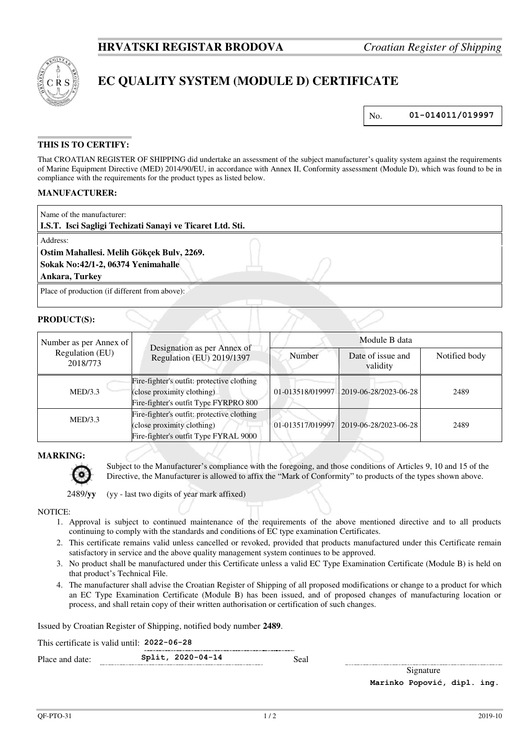**HRVATSKI REGISTAR BRODOVA** *Croatian Register of Shipping*

# EC QUALITY SYSTEM (MODULE D) CERTIFICATE

No. **01-014011/019997**

### THIS IS TO CERTIFY:

That CROATIAN REGISTER OF SHIPPING did undertake an assessment of the subject manufacturer's quality system against the requirements of Marine Equipment Directive (MED) 2014/90/EU, in accordance with Annex II, Conformity assessment (Module D), which was found to be in compliance with the requirements for the product types as listed below.

### MANUFACTURER:

Name of the manufacturer:
**I.S.T. Isci Sagligi Techizati Sanayi ve Ticaret Ltd. Sti.**

Address:
**Ostim Mahallesi. Melih Gökçek Bulv, 2269.**
**Sokak No:42/1-2, 06374 Yenimahalle**
**Ankara, Turkey**

Place of production (if different from above):

### PRODUCT(S):

| Number as per Annex of Regulation (EU) 2018/773 | Designation as per Annex of Regulation (EU) 2019/1397 | Module B data | | |
|---|---|---|---|---|
| | | Number | Date of issue and validity | Notified body |
| MED/3.3 | Fire-fighter's outfit: protective clothing (close proximity clothing) Fire-fighter's outfit Type FYRPRO 800 | 01-013518/019997 | 2019-06-28/2023-06-28 | 2489 |
| MED/3.3 | Fire-fighter's outfit: protective clothing (close proximity clothing) Fire-fighter's outfit Type FYRAL 9000 | 01-013517/019997 | 2019-06-28/2023-06-28 | 2489 |

### MARKING:

Subject to the Manufacturer's compliance with the foregoing, and those conditions of Articles 9, 10 and 15 of the Directive, the Manufacturer is allowed to affix the "Mark of Conformity" to products of the types shown above.

2489/**yy** (yy - last two digits of year mark affixed)

NOTICE:

1. Approval is subject to continued maintenance of the requirements of the above mentioned directive and to all products continuing to comply with the standards and conditions of EC type examination Certificates.
2. This certificate remains valid unless cancelled or revoked, provided that products manufactured under this Certificate remain satisfactory in service and the above quality management system continues to be approved.
3. No product shall be manufactured under this Certificate unless a valid EC Type Examination Certificate (Module B) is held on that product's Technical File.
4. The manufacturer shall advise the Croatian Register of Shipping of all proposed modifications or change to a product for which an EC Type Examination Certificate (Module B) has been issued, and of proposed changes of manufacturing location or process, and shall retain copy of their written authorisation or certification of such changes.

Issued by Croatian Register of Shipping, notified body number **2489**.

This certificate is valid until: **2022-06-28**

Place and date: **Split, 2020-04-14** Seal

Signature
**Marinko Popović, dipl. ing.**

QF-PTO-31 2019-10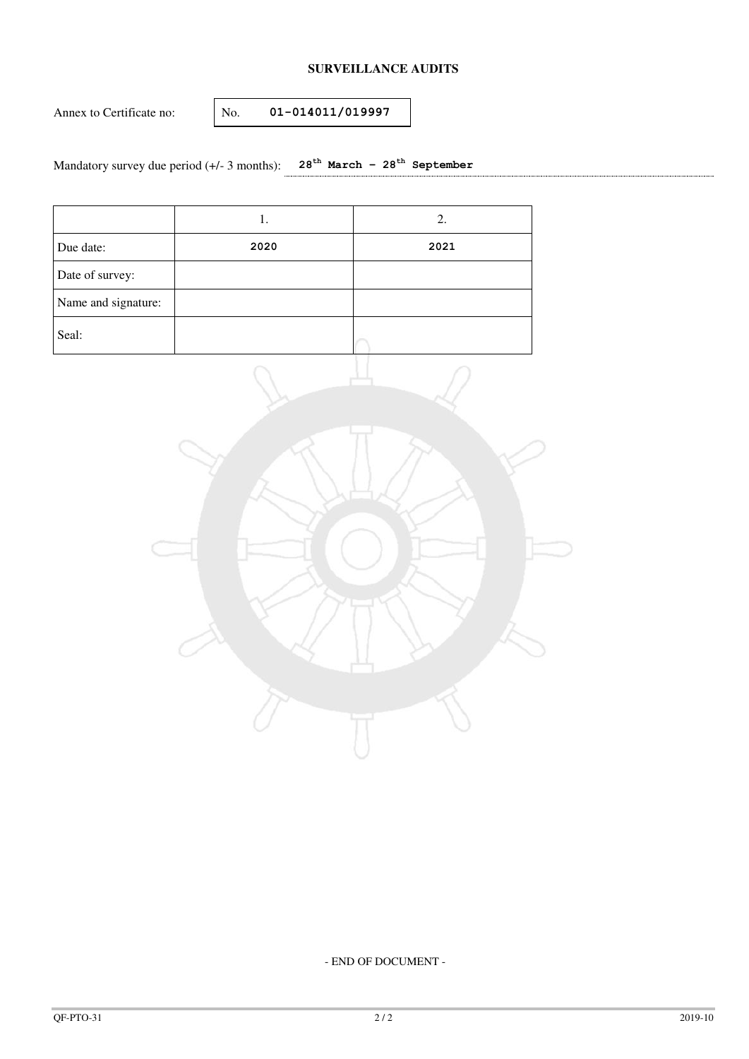## SURVEILLANCE AUDITS

Annex to Certificate no: No. **01-014011/019997**

Mandatory survey due period (+/- 3 months): **28th March – 28th September**

| | 1. | 2. |
|---|---|---|
| Due date: | **2020** | **2021** |
| Date of survey: | | |
| Name and signature: | | |
| Seal: | | |

- END OF DOCUMENT -

QF-PTO-31 2019-10